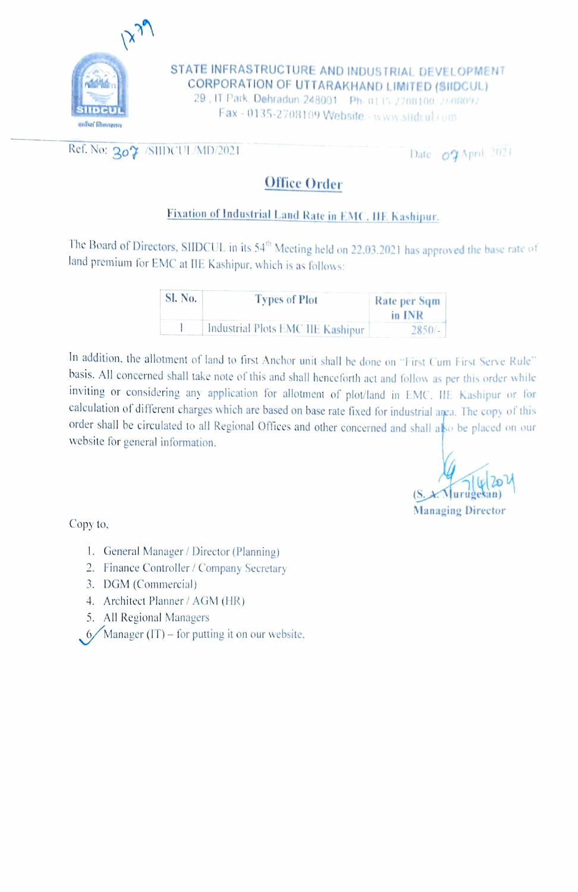1279

# STATE INFRASTRUCTURE AND INDUSTRIAL DEVELOPMENT CORPORATION OF UTTARAKHAND LIMITED (SIIDCUL)

29, IT Park, Dehradun-248001 Ph- 0135-2708100, 2608092
Fax - 0135-2708109 Website - www.siidcul.com

SIIDCUL

Ref. No: 307 /SIIDCUL/MD/2021 Date 09 April, 2021

## Office Order

**Fixation of Industrial Land Rate in EMC, IIE Kashipur.**

The Board of Directors, SIIDCUL in its 54[th] Meeting held on 22.03.2021 has approved the base rate of land premium for EMC at IIE Kashipur, which is as follows:

| Sl. No. | Types of Plot | Rate per Sqm in INR |
|---|---|---|
| 1 | Industrial Plots EMC IIE Kashipur | 2850/- |

In addition, the allotment of land to first Anchor unit shall be done on "First Cum First Serve Rule" basis. All concerned shall take note of this and shall henceforth act and follow as per this order while inviting or considering any application for allotment of plot/land in EMC, IIE Kashipur or for calculation of different charges which are based on base rate fixed for industrial area. The copy of this order shall be circulated to all Regional Offices and other concerned and shall also be placed on our website for general information.

7/4/2021

(S. A. Murugesan)
Managing Director

Copy to,

1. General Manager / Director (Planning)
2. Finance Controller / Company Secretary
3. DGM (Commercial)
4. Architect Planner / AGM (HR)
5. All Regional Managers
6. Manager (IT) – for putting it on our website.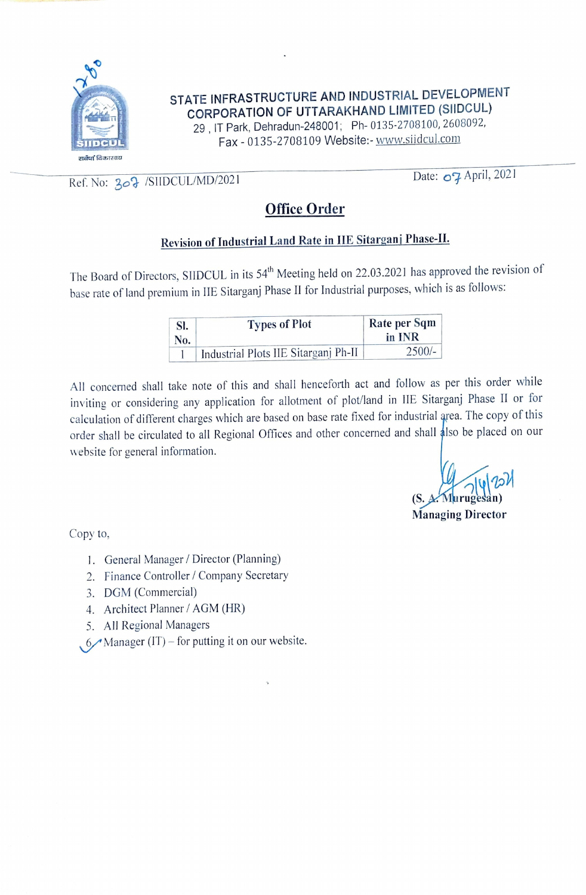STATE INFRASTRUCTURE AND INDUSTRIAL DEVELOPMENT CORPORATION OF UTTARAKHAND LIMITED (SIIDCUL)
29 , IT Park, Dehradun-248001; Ph- 0135-2708100, 2608092,
Fax - 0135-2708109 Website:- www.siidcul.com

Ref. No: 307 /SIIDCUL/MD/2021

Date: 07 April, 2021

## Office Order

**Revision of Industrial Land Rate in IIE Sitarganj Phase-II.**

The Board of Directors, SIIDCUL in its 54th Meeting held on 22.03.2021 has approved the revision of base rate of land premium in IIE Sitarganj Phase II for Industrial purposes, which is as follows:

| Sl. No. | Types of Plot | Rate per Sqm in INR |
|---|---|---|
| 1 | Industrial Plots IIE Sitarganj Ph-II | 2500/- |

All concerned shall take note of this and shall henceforth act and follow as per this order while inviting or considering any application for allotment of plot/land in IIE Sitarganj Phase II or for calculation of different charges which are based on base rate fixed for industrial area. The copy of this order shall be circulated to all Regional Offices and other concerned and shall also be placed on our website for general information.

7/4/2021

**(S. A. Murugesan)**
**Managing Director**

Copy to,

1. General Manager / Director (Planning)
2. Finance Controller / Company Secretary
3. DGM (Commercial)
4. Architect Planner / AGM (HR)
5. All Regional Managers
6. Manager (IT) – for putting it on our website.